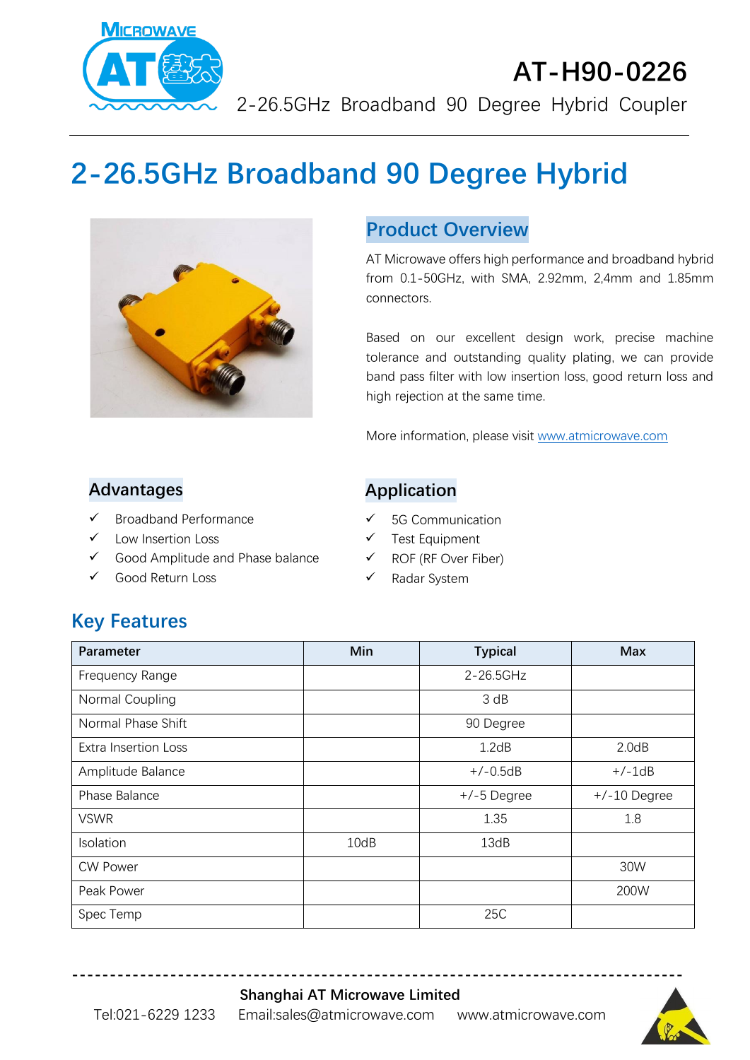# AT-H90-0226

2-26.5GHz Broadband 90 Degree Hybrid Coupler

# 2-26.5GHz Broadband 90 Degree Hybrid

## Product Overview

AT Microwave offers high performance and broadband hybrid from 0.1-50GHz, with SMA, 2.92mm, 2,4mm and 1.85mm connectors.

Based on our excellent design work, precise machine tolerance and outstanding quality plating, we can provide band pass filter with low insertion loss, good return loss and high rejection at the same time.

More information, please visit www.atmicrowave.com

## Advantages

- ✓ Broadband Performance
- ✓ Low Insertion Loss
- ✓ Good Amplitude and Phase balance
- ✓ Good Return Loss

## Application

- ✓ 5G Communication
- ✓ Test Equipment
- ✓ ROF (RF Over Fiber)
- ✓ Radar System

## Key Features

| Parameter | Min | Typical | Max |
|---|---|---|---|
| Frequency Range | | 2-26.5GHz | |
| Normal Coupling | | 3 dB | |
| Normal Phase Shift | | 90 Degree | |
| Extra Insertion Loss | | 1.2dB | 2.0dB |
| Amplitude Balance | | +/-0.5dB | +/-1dB |
| Phase Balance | | +/-5 Degree | +/-10 Degree |
| VSWR | | 1.35 | 1.8 |
| Isolation | 10dB | 13dB | |
| CW Power | | | 30W |
| Peak Power | | | 200W |
| Spec Temp | | 25C | |

**Shanghai AT Microwave Limited**

Tel:021-6229 1233 Email:sales@atmicrowave.com www.atmicrowave.com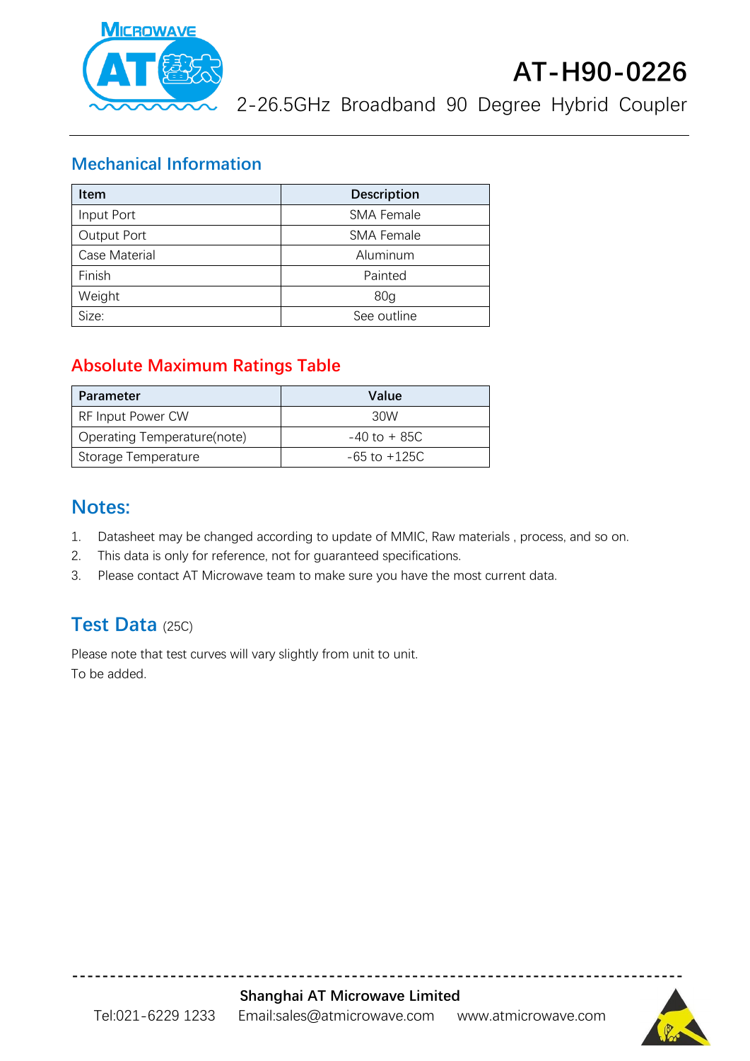## Mechanical Information

| Item | Description |
|---|---|
| Input Port | SMA Female |
| Output Port | SMA Female |
| Case Material | Aluminum |
| Finish | Painted |
| Weight | 80g |
| Size: | See outline |

## Absolute Maximum Ratings Table

| Parameter | Value |
|---|---|
| RF Input Power CW | 30W |
| Operating Temperature(note) | -40 to + 85C |
| Storage Temperature | -65 to +125C |

## Notes:

1. Datasheet may be changed according to update of MMIC, Raw materials , process, and so on.
2. This data is only for reference, not for guaranteed specifications.
3. Please contact AT Microwave team to make sure you have the most current data.

## Test Data (25C)

Please note that test curves will vary slightly from unit to unit.
To be added.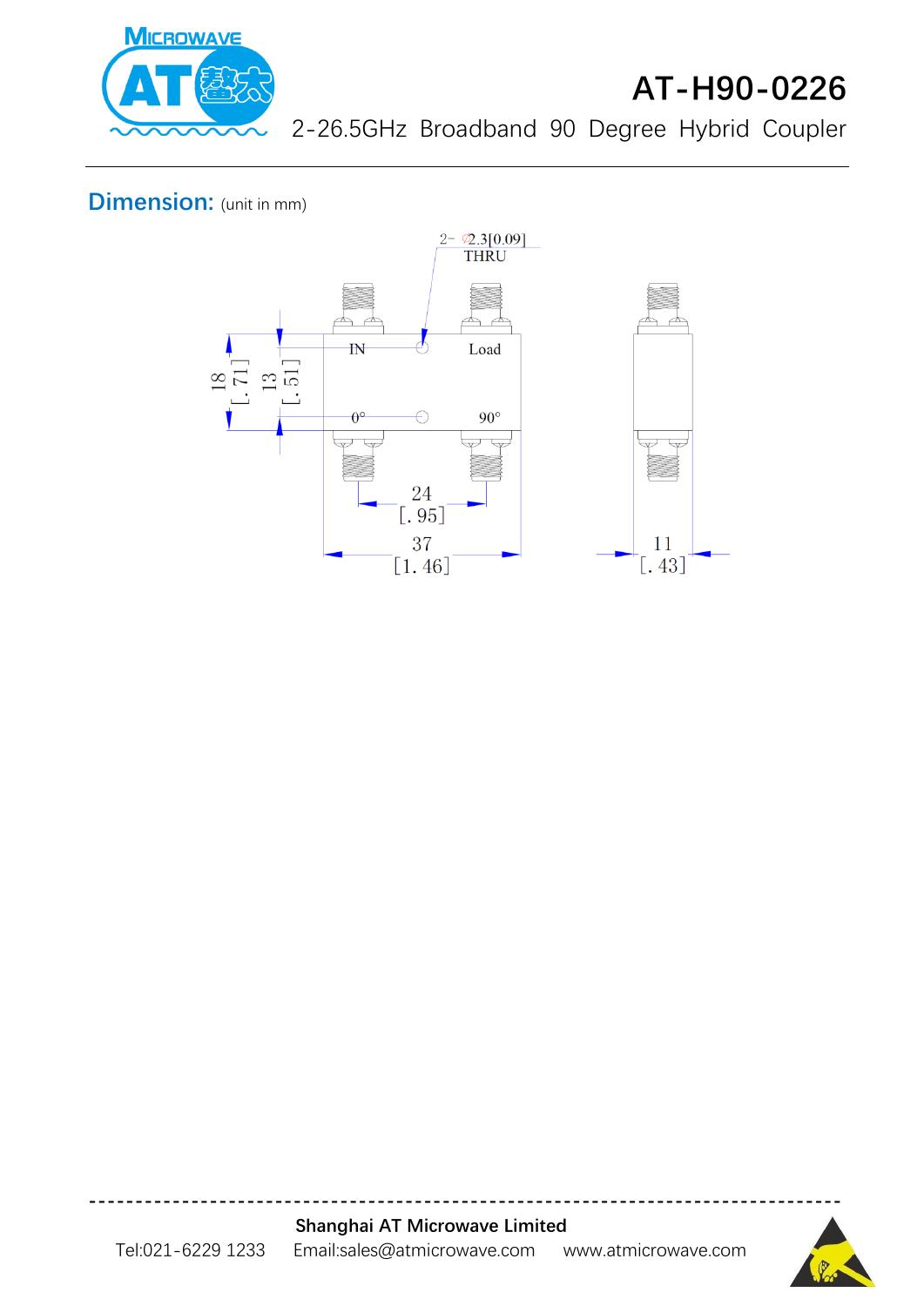# AT-H90-0226

2-26.5GHz Broadband 90 Degree Hybrid Coupler

## Dimension: (unit in mm)

2- Ø2.3[0.09]
THRU

IN
Load
0°
90°

18
[.71]

13
[.51]

24
[.95]

37
[1.46]

11
[.43]

**Shanghai AT Microwave Limited**

Tel:021-6229 1233 Email:sales@atmicrowave.com www.atmicrowave.com